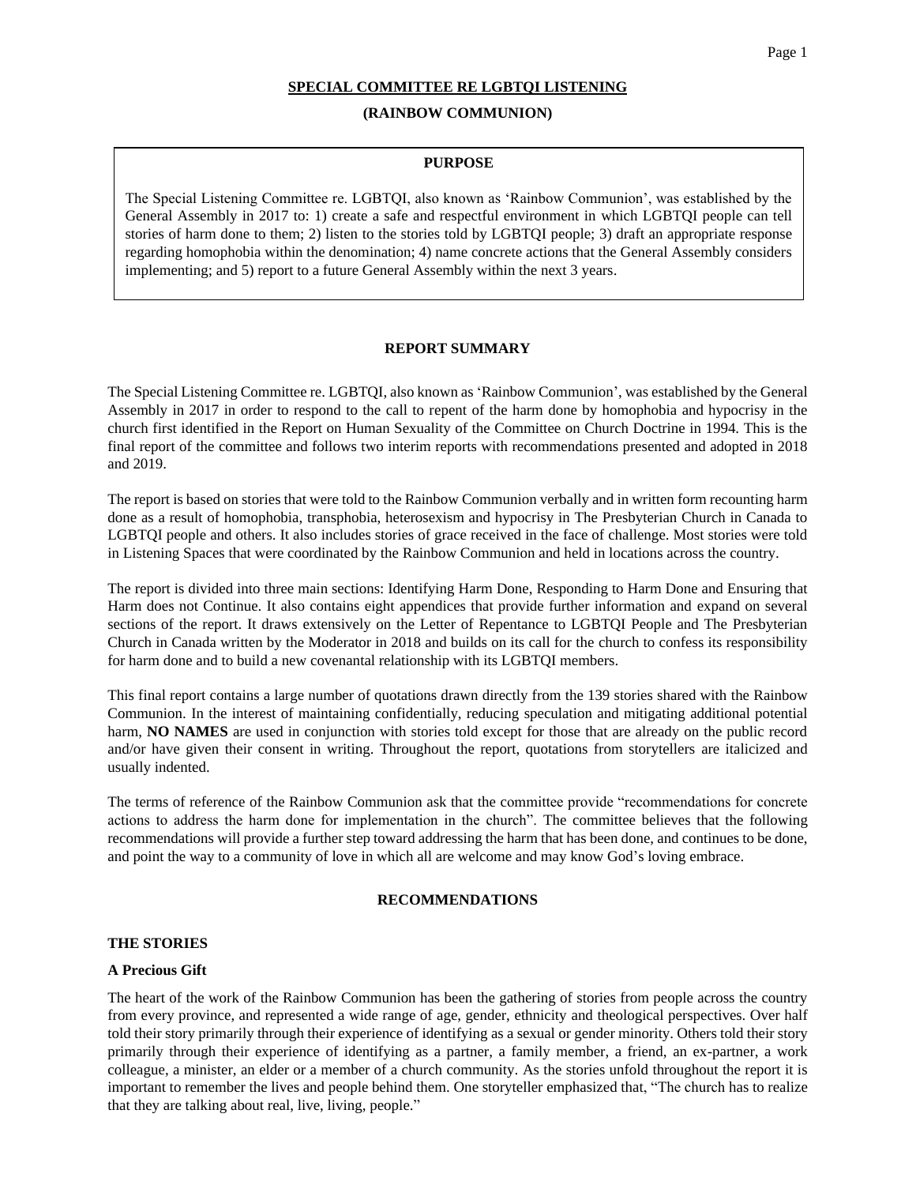# SPECIAL COMMITTEE RE LGBTQI LISTENING

## (RAINBOW COMMUNION)

### PURPOSE

The Special Listening Committee re. LGBTQI, also known as 'Rainbow Communion', was established by the General Assembly in 2017 to: 1) create a safe and respectful environment in which LGBTQI people can tell stories of harm done to them; 2) listen to the stories told by LGBTQI people; 3) draft an appropriate response regarding homophobia within the denomination; 4) name concrete actions that the General Assembly considers implementing; and 5) report to a future General Assembly within the next 3 years.

### REPORT SUMMARY

The Special Listening Committee re. LGBTQI, also known as 'Rainbow Communion', was established by the General Assembly in 2017 in order to respond to the call to repent of the harm done by homophobia and hypocrisy in the church first identified in the Report on Human Sexuality of the Committee on Church Doctrine in 1994. This is the final report of the committee and follows two interim reports with recommendations presented and adopted in 2018 and 2019.

The report is based on stories that were told to the Rainbow Communion verbally and in written form recounting harm done as a result of homophobia, transphobia, heterosexism and hypocrisy in The Presbyterian Church in Canada to LGBTQI people and others. It also includes stories of grace received in the face of challenge. Most stories were told in Listening Spaces that were coordinated by the Rainbow Communion and held in locations across the country.

The report is divided into three main sections: Identifying Harm Done, Responding to Harm Done and Ensuring that Harm does not Continue. It also contains eight appendices that provide further information and expand on several sections of the report. It draws extensively on the Letter of Repentance to LGBTQI People and The Presbyterian Church in Canada written by the Moderator in 2018 and builds on its call for the church to confess its responsibility for harm done and to build a new covenantal relationship with its LGBTQI members.

This final report contains a large number of quotations drawn directly from the 139 stories shared with the Rainbow Communion. In the interest of maintaining confidentially, reducing speculation and mitigating additional potential harm, **NO NAMES** are used in conjunction with stories told except for those that are already on the public record and/or have given their consent in writing. Throughout the report, quotations from storytellers are italicized and usually indented.

The terms of reference of the Rainbow Communion ask that the committee provide "recommendations for concrete actions to address the harm done for implementation in the church". The committee believes that the following recommendations will provide a further step toward addressing the harm that has been done, and continues to be done, and point the way to a community of love in which all are welcome and may know God's loving embrace.

### RECOMMENDATIONS

#### THE STORIES

#### A Precious Gift

The heart of the work of the Rainbow Communion has been the gathering of stories from people across the country from every province, and represented a wide range of age, gender, ethnicity and theological perspectives. Over half told their story primarily through their experience of identifying as a sexual or gender minority. Others told their story primarily through their experience of identifying as a partner, a family member, a friend, an ex-partner, a work colleague, a minister, an elder or a member of a church community. As the stories unfold throughout the report it is important to remember the lives and people behind them. One storyteller emphasized that, "The church has to realize that they are talking about real, live, living, people."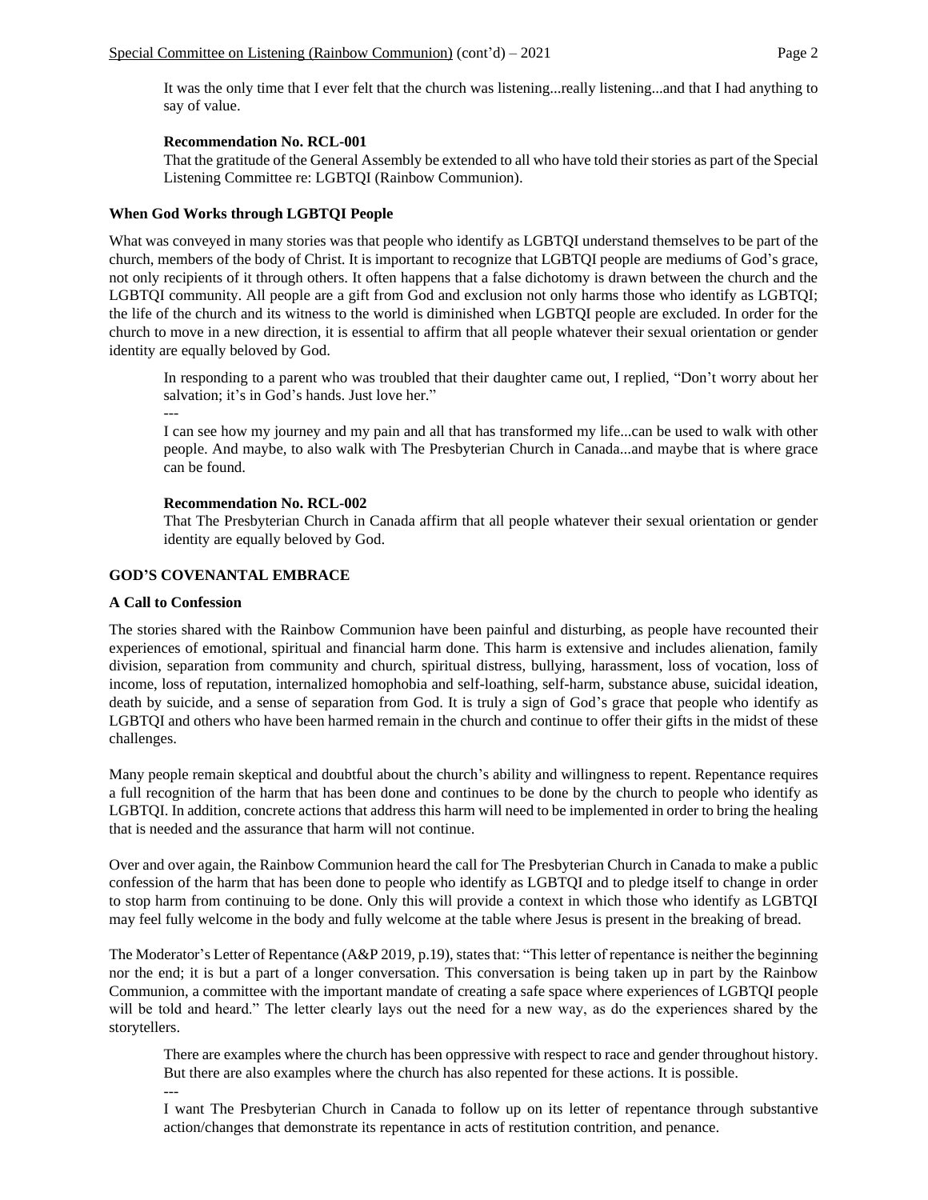It was the only time that I ever felt that the church was listening...really listening...and that I had anything to say of value.

**Recommendation No. RCL-001**

That the gratitude of the General Assembly be extended to all who have told their stories as part of the Special Listening Committee re: LGBTQI (Rainbow Communion).

**When God Works through LGBTQI People**

What was conveyed in many stories was that people who identify as LGBTQI understand themselves to be part of the church, members of the body of Christ. It is important to recognize that LGBTQI people are mediums of God's grace, not only recipients of it through others. It often happens that a false dichotomy is drawn between the church and the LGBTQI community. All people are a gift from God and exclusion not only harms those who identify as LGBTQI; the life of the church and its witness to the world is diminished when LGBTQI people are excluded. In order for the church to move in a new direction, it is essential to affirm that all people whatever their sexual orientation or gender identity are equally beloved by God.

In responding to a parent who was troubled that their daughter came out, I replied, "Don't worry about her salvation; it's in God's hands. Just love her."

---

I can see how my journey and my pain and all that has transformed my life...can be used to walk with other people. And maybe, to also walk with The Presbyterian Church in Canada...and maybe that is where grace can be found.

**Recommendation No. RCL-002**

That The Presbyterian Church in Canada affirm that all people whatever their sexual orientation or gender identity are equally beloved by God.

**GOD'S COVENANTAL EMBRACE**

**A Call to Confession**

The stories shared with the Rainbow Communion have been painful and disturbing, as people have recounted their experiences of emotional, spiritual and financial harm done. This harm is extensive and includes alienation, family division, separation from community and church, spiritual distress, bullying, harassment, loss of vocation, loss of income, loss of reputation, internalized homophobia and self-loathing, self-harm, substance abuse, suicidal ideation, death by suicide, and a sense of separation from God. It is truly a sign of God's grace that people who identify as LGBTQI and others who have been harmed remain in the church and continue to offer their gifts in the midst of these challenges.

Many people remain skeptical and doubtful about the church's ability and willingness to repent. Repentance requires a full recognition of the harm that has been done and continues to be done by the church to people who identify as LGBTQI. In addition, concrete actions that address this harm will need to be implemented in order to bring the healing that is needed and the assurance that harm will not continue.

Over and over again, the Rainbow Communion heard the call for The Presbyterian Church in Canada to make a public confession of the harm that has been done to people who identify as LGBTQI and to pledge itself to change in order to stop harm from continuing to be done. Only this will provide a context in which those who identify as LGBTQI may feel fully welcome in the body and fully welcome at the table where Jesus is present in the breaking of bread.

The Moderator's Letter of Repentance (A&P 2019, p.19), states that: "This letter of repentance is neither the beginning nor the end; it is but a part of a longer conversation. This conversation is being taken up in part by the Rainbow Communion, a committee with the important mandate of creating a safe space where experiences of LGBTQI people will be told and heard." The letter clearly lays out the need for a new way, as do the experiences shared by the storytellers.

There are examples where the church has been oppressive with respect to race and gender throughout history. But there are also examples where the church has also repented for these actions. It is possible.

---

I want The Presbyterian Church in Canada to follow up on its letter of repentance through substantive action/changes that demonstrate its repentance in acts of restitution contrition, and penance.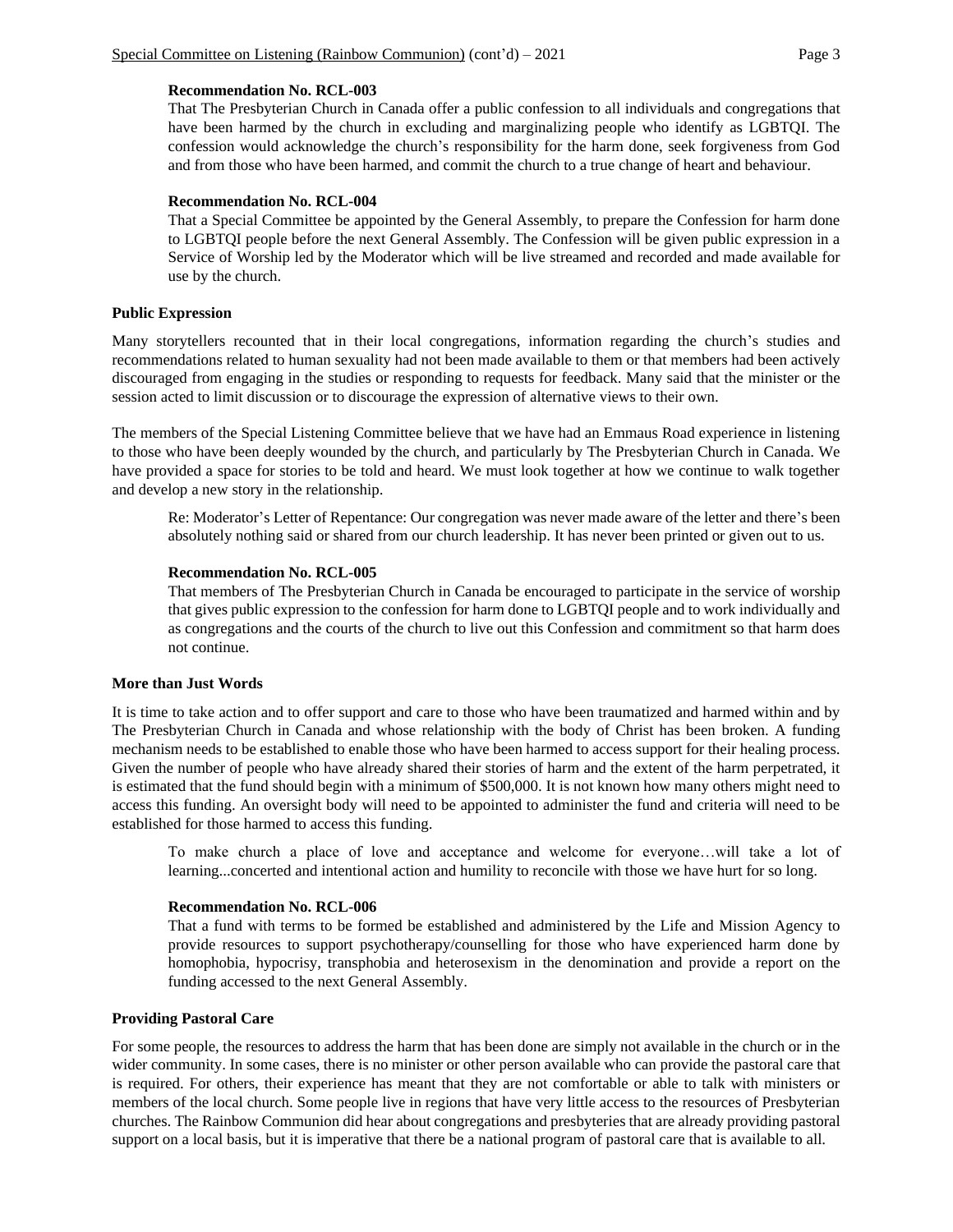**Recommendation No. RCL-003**

That The Presbyterian Church in Canada offer a public confession to all individuals and congregations that have been harmed by the church in excluding and marginalizing people who identify as LGBTQI. The confession would acknowledge the church's responsibility for the harm done, seek forgiveness from God and from those who have been harmed, and commit the church to a true change of heart and behaviour.

**Recommendation No. RCL-004**

That a Special Committee be appointed by the General Assembly, to prepare the Confession for harm done to LGBTQI people before the next General Assembly. The Confession will be given public expression in a Service of Worship led by the Moderator which will be live streamed and recorded and made available for use by the church.

### Public Expression

Many storytellers recounted that in their local congregations, information regarding the church's studies and recommendations related to human sexuality had not been made available to them or that members had been actively discouraged from engaging in the studies or responding to requests for feedback. Many said that the minister or the session acted to limit discussion or to discourage the expression of alternative views to their own.

The members of the Special Listening Committee believe that we have had an Emmaus Road experience in listening to those who have been deeply wounded by the church, and particularly by The Presbyterian Church in Canada. We have provided a space for stories to be told and heard. We must look together at how we continue to walk together and develop a new story in the relationship.

> Re: Moderator's Letter of Repentance: Our congregation was never made aware of the letter and there's been absolutely nothing said or shared from our church leadership. It has never been printed or given out to us.

**Recommendation No. RCL-005**

That members of The Presbyterian Church in Canada be encouraged to participate in the service of worship that gives public expression to the confession for harm done to LGBTQI people and to work individually and as congregations and the courts of the church to live out this Confession and commitment so that harm does not continue.

### More than Just Words

It is time to take action and to offer support and care to those who have been traumatized and harmed within and by The Presbyterian Church in Canada and whose relationship with the body of Christ has been broken. A funding mechanism needs to be established to enable those who have been harmed to access support for their healing process. Given the number of people who have already shared their stories of harm and the extent of the harm perpetrated, it is estimated that the fund should begin with a minimum of $500,000. It is not known how many others might need to access this funding. An oversight body will need to be appointed to administer the fund and criteria will need to be established for those harmed to access this funding.

> To make church a place of love and acceptance and welcome for everyone…will take a lot of learning...concerted and intentional action and humility to reconcile with those we have hurt for so long.

**Recommendation No. RCL-006**

That a fund with terms to be formed be established and administered by the Life and Mission Agency to provide resources to support psychotherapy/counselling for those who have experienced harm done by homophobia, hypocrisy, transphobia and heterosexism in the denomination and provide a report on the funding accessed to the next General Assembly.

### Providing Pastoral Care

For some people, the resources to address the harm that has been done are simply not available in the church or in the wider community. In some cases, there is no minister or other person available who can provide the pastoral care that is required. For others, their experience has meant that they are not comfortable or able to talk with ministers or members of the local church. Some people live in regions that have very little access to the resources of Presbyterian churches. The Rainbow Communion did hear about congregations and presbyteries that are already providing pastoral support on a local basis, but it is imperative that there be a national program of pastoral care that is available to all.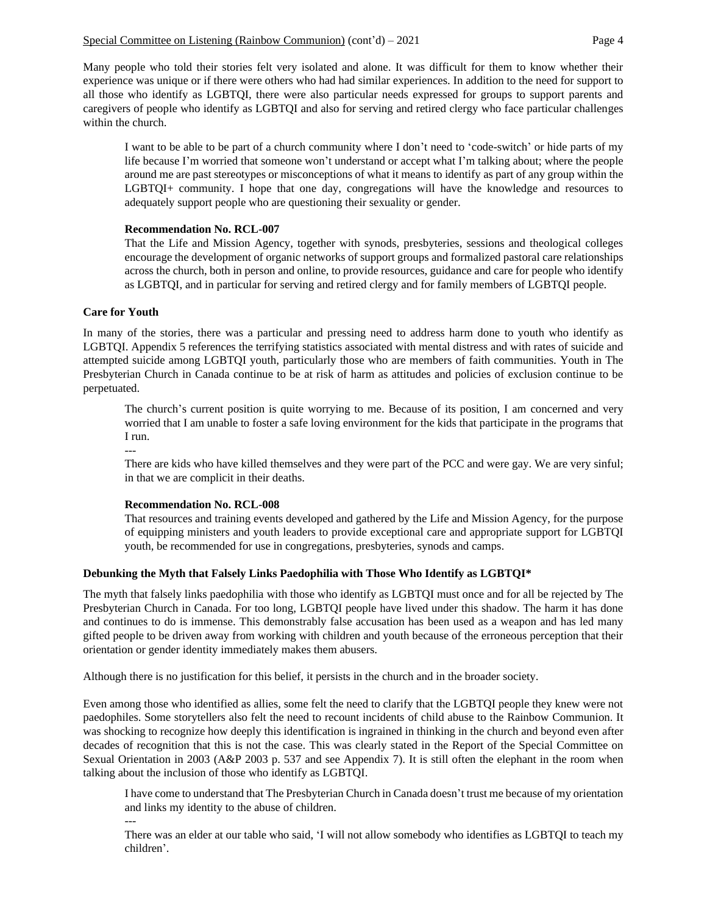Many people who told their stories felt very isolated and alone. It was difficult for them to know whether their experience was unique or if there were others who had had similar experiences. In addition to the need for support to all those who identify as LGBTQI, there were also particular needs expressed for groups to support parents and caregivers of people who identify as LGBTQI and also for serving and retired clergy who face particular challenges within the church.

> I want to be able to be part of a church community where I don't need to 'code-switch' or hide parts of my life because I'm worried that someone won't understand or accept what I'm talking about; where the people around me are past stereotypes or misconceptions of what it means to identify as part of any group within the LGBTQI+ community. I hope that one day, congregations will have the knowledge and resources to adequately support people who are questioning their sexuality or gender.

> **Recommendation No. RCL-007**
> That the Life and Mission Agency, together with synods, presbyteries, sessions and theological colleges encourage the development of organic networks of support groups and formalized pastoral care relationships across the church, both in person and online, to provide resources, guidance and care for people who identify as LGBTQI, and in particular for serving and retired clergy and for family members of LGBTQI people.

**Care for Youth**

In many of the stories, there was a particular and pressing need to address harm done to youth who identify as LGBTQI. Appendix 5 references the terrifying statistics associated with mental distress and with rates of suicide and attempted suicide among LGBTQI youth, particularly those who are members of faith communities. Youth in The Presbyterian Church in Canada continue to be at risk of harm as attitudes and policies of exclusion continue to be perpetuated.

> The church's current position is quite worrying to me. Because of its position, I am concerned and very worried that I am unable to foster a safe loving environment for the kids that participate in the programs that I run.
> ---
> There are kids who have killed themselves and they were part of the PCC and were gay. We are very sinful; in that we are complicit in their deaths.

> **Recommendation No. RCL-008**
> That resources and training events developed and gathered by the Life and Mission Agency, for the purpose of equipping ministers and youth leaders to provide exceptional care and appropriate support for LGBTQI youth, be recommended for use in congregations, presbyteries, synods and camps.

**Debunking the Myth that Falsely Links Paedophilia with Those Who Identify as LGBTQI***

The myth that falsely links paedophilia with those who identify as LGBTQI must once and for all be rejected by The Presbyterian Church in Canada. For too long, LGBTQI people have lived under this shadow. The harm it has done and continues to do is immense. This demonstrably false accusation has been used as a weapon and has led many gifted people to be driven away from working with children and youth because of the erroneous perception that their orientation or gender identity immediately makes them abusers.

Although there is no justification for this belief, it persists in the church and in the broader society.

Even among those who identified as allies, some felt the need to clarify that the LGBTQI people they knew were not paedophiles. Some storytellers also felt the need to recount incidents of child abuse to the Rainbow Communion. It was shocking to recognize how deeply this identification is ingrained in thinking in the church and beyond even after decades of recognition that this is not the case. This was clearly stated in the Report of the Special Committee on Sexual Orientation in 2003 (A&P 2003 p. 537 and see Appendix 7). It is still often the elephant in the room when talking about the inclusion of those who identify as LGBTQI.

> I have come to understand that The Presbyterian Church in Canada doesn't trust me because of my orientation and links my identity to the abuse of children.
> ---
> There was an elder at our table who said, 'I will not allow somebody who identifies as LGBTQI to teach my children'.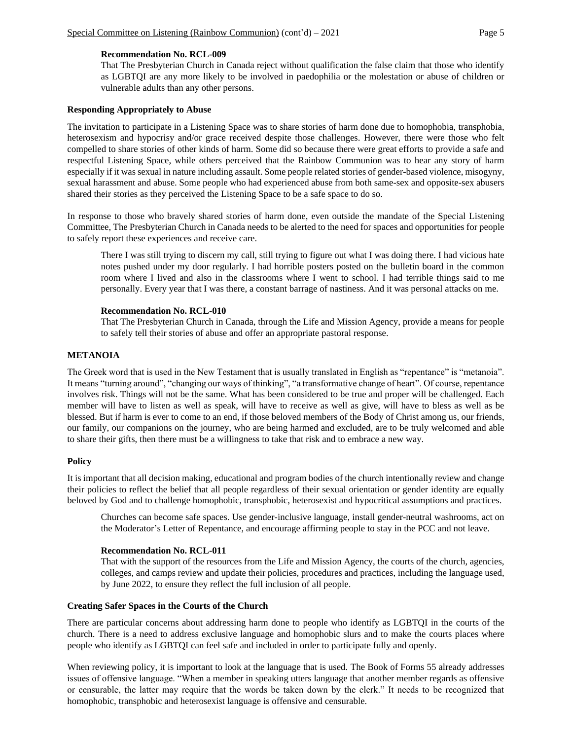**Recommendation No. RCL-009**

That The Presbyterian Church in Canada reject without qualification the false claim that those who identify as LGBTQI are any more likely to be involved in paedophilia or the molestation or abuse of children or vulnerable adults than any other persons.

**Responding Appropriately to Abuse**

The invitation to participate in a Listening Space was to share stories of harm done due to homophobia, transphobia, heterosexism and hypocrisy and/or grace received despite those challenges. However, there were those who felt compelled to share stories of other kinds of harm. Some did so because there were great efforts to provide a safe and respectful Listening Space, while others perceived that the Rainbow Communion was to hear any story of harm especially if it was sexual in nature including assault. Some people related stories of gender-based violence, misogyny, sexual harassment and abuse. Some people who had experienced abuse from both same-sex and opposite-sex abusers shared their stories as they perceived the Listening Space to be a safe space to do so.

In response to those who bravely shared stories of harm done, even outside the mandate of the Special Listening Committee, The Presbyterian Church in Canada needs to be alerted to the need for spaces and opportunities for people to safely report these experiences and receive care.

> There I was still trying to discern my call, still trying to figure out what I was doing there. I had vicious hate notes pushed under my door regularly. I had horrible posters posted on the bulletin board in the common room where I lived and also in the classrooms where I went to school. I had terrible things said to me personally. Every year that I was there, a constant barrage of nastiness. And it was personal attacks on me.

**Recommendation No. RCL-010**

That The Presbyterian Church in Canada, through the Life and Mission Agency, provide a means for people to safely tell their stories of abuse and offer an appropriate pastoral response.

## METANOIA

The Greek word that is used in the New Testament that is usually translated in English as "repentance" is "metanoia". It means "turning around", "changing our ways of thinking", "a transformative change of heart". Of course, repentance involves risk. Things will not be the same. What has been considered to be true and proper will be challenged. Each member will have to listen as well as speak, will have to receive as well as give, will have to bless as well as be blessed. But if harm is ever to come to an end, if those beloved members of the Body of Christ among us, our friends, our family, our companions on the journey, who are being harmed and excluded, are to be truly welcomed and able to share their gifts, then there must be a willingness to take that risk and to embrace a new way.

**Policy**

It is important that all decision making, educational and program bodies of the church intentionally review and change their policies to reflect the belief that all people regardless of their sexual orientation or gender identity are equally beloved by God and to challenge homophobic, transphobic, heterosexist and hypocritical assumptions and practices.

> Churches can become safe spaces. Use gender-inclusive language, install gender-neutral washrooms, act on the Moderator's Letter of Repentance, and encourage affirming people to stay in the PCC and not leave.

**Recommendation No. RCL-011**

That with the support of the resources from the Life and Mission Agency, the courts of the church, agencies, colleges, and camps review and update their policies, procedures and practices, including the language used, by June 2022, to ensure they reflect the full inclusion of all people.

**Creating Safer Spaces in the Courts of the Church**

There are particular concerns about addressing harm done to people who identify as LGBTQI in the courts of the church. There is a need to address exclusive language and homophobic slurs and to make the courts places where people who identify as LGBTQI can feel safe and included in order to participate fully and openly.

When reviewing policy, it is important to look at the language that is used. The Book of Forms 55 already addresses issues of offensive language. "When a member in speaking utters language that another member regards as offensive or censurable, the latter may require that the words be taken down by the clerk." It needs to be recognized that homophobic, transphobic and heterosexist language is offensive and censurable.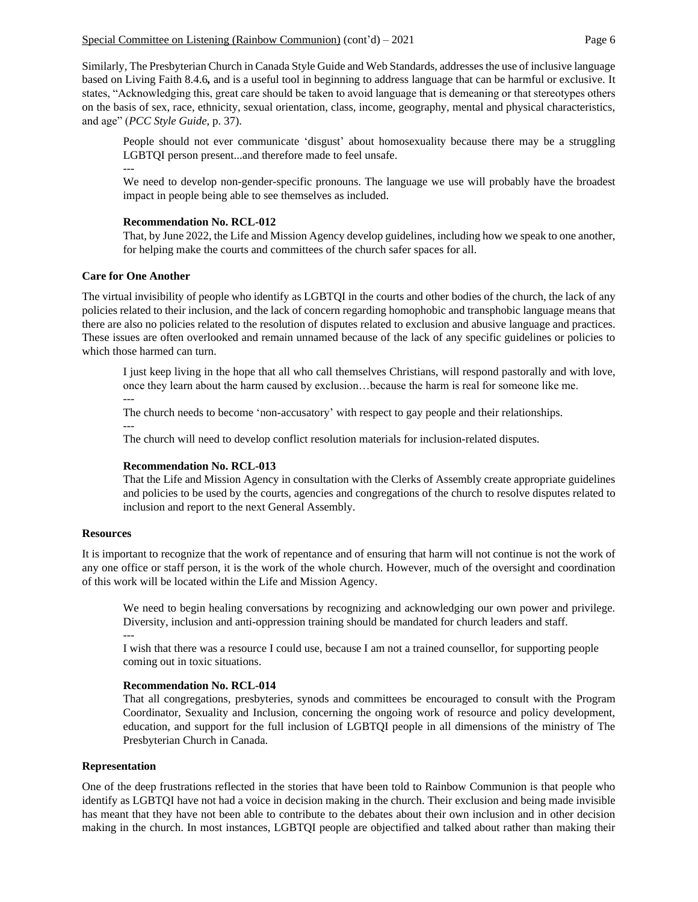Similarly, The Presbyterian Church in Canada Style Guide and Web Standards, addresses the use of inclusive language based on Living Faith 8.4.6**,** and is a useful tool in beginning to address language that can be harmful or exclusive. It states, "Acknowledging this, great care should be taken to avoid language that is demeaning or that stereotypes others on the basis of sex, race, ethnicity, sexual orientation, class, income, geography, mental and physical characteristics, and age" (*PCC Style Guide*, p. 37).

> People should not ever communicate 'disgust' about homosexuality because there may be a struggling LGBTQI person present...and therefore made to feel unsafe.
>
> ---
>
> We need to develop non-gender-specific pronouns. The language we use will probably have the broadest impact in people being able to see themselves as included.

> **Recommendation No. RCL-012**
>
> That, by June 2022, the Life and Mission Agency develop guidelines, including how we speak to one another, for helping make the courts and committees of the church safer spaces for all.

**Care for One Another**

The virtual invisibility of people who identify as LGBTQI in the courts and other bodies of the church, the lack of any policies related to their inclusion, and the lack of concern regarding homophobic and transphobic language means that there are also no policies related to the resolution of disputes related to exclusion and abusive language and practices. These issues are often overlooked and remain unnamed because of the lack of any specific guidelines or policies to which those harmed can turn.

> I just keep living in the hope that all who call themselves Christians, will respond pastorally and with love, once they learn about the harm caused by exclusion…because the harm is real for someone like me.
>
> ---
>
> The church needs to become 'non-accusatory' with respect to gay people and their relationships.
>
> ---
>
> The church will need to develop conflict resolution materials for inclusion-related disputes.

> **Recommendation No. RCL-013**
>
> That the Life and Mission Agency in consultation with the Clerks of Assembly create appropriate guidelines and policies to be used by the courts, agencies and congregations of the church to resolve disputes related to inclusion and report to the next General Assembly.

**Resources**

It is important to recognize that the work of repentance and of ensuring that harm will not continue is not the work of any one office or staff person, it is the work of the whole church. However, much of the oversight and coordination of this work will be located within the Life and Mission Agency.

> We need to begin healing conversations by recognizing and acknowledging our own power and privilege. Diversity, inclusion and anti-oppression training should be mandated for church leaders and staff.
>
> ---
>
> I wish that there was a resource I could use, because I am not a trained counsellor, for supporting people coming out in toxic situations.

> **Recommendation No. RCL-014**
>
> That all congregations, presbyteries, synods and committees be encouraged to consult with the Program Coordinator, Sexuality and Inclusion, concerning the ongoing work of resource and policy development, education, and support for the full inclusion of LGBTQI people in all dimensions of the ministry of The Presbyterian Church in Canada.

**Representation**

One of the deep frustrations reflected in the stories that have been told to Rainbow Communion is that people who identify as LGBTQI have not had a voice in decision making in the church. Their exclusion and being made invisible has meant that they have not been able to contribute to the debates about their own inclusion and in other decision making in the church. In most instances, LGBTQI people are objectified and talked about rather than making their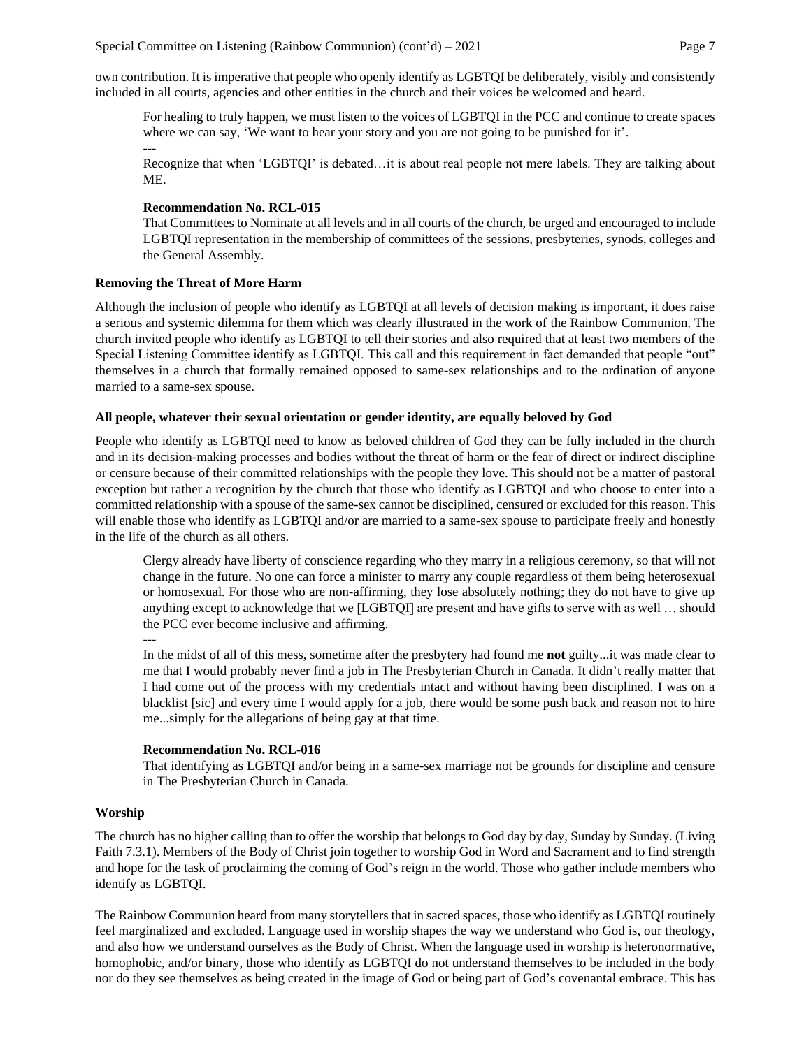own contribution. It is imperative that people who openly identify as LGBTQI be deliberately, visibly and consistently included in all courts, agencies and other entities in the church and their voices be welcomed and heard.

> For healing to truly happen, we must listen to the voices of LGBTQI in the PCC and continue to create spaces where we can say, 'We want to hear your story and you are not going to be punished for it'.
>
> ---
>
> Recognize that when 'LGBTQI' is debated…it is about real people not mere labels. They are talking about ME.

> **Recommendation No. RCL-015**
> That Committees to Nominate at all levels and in all courts of the church, be urged and encouraged to include LGBTQI representation in the membership of committees of the sessions, presbyteries, synods, colleges and the General Assembly.

**Removing the Threat of More Harm**

Although the inclusion of people who identify as LGBTQI at all levels of decision making is important, it does raise a serious and systemic dilemma for them which was clearly illustrated in the work of the Rainbow Communion. The church invited people who identify as LGBTQI to tell their stories and also required that at least two members of the Special Listening Committee identify as LGBTQI. This call and this requirement in fact demanded that people "out" themselves in a church that formally remained opposed to same-sex relationships and to the ordination of anyone married to a same-sex spouse.

**All people, whatever their sexual orientation or gender identity, are equally beloved by God**

People who identify as LGBTQI need to know as beloved children of God they can be fully included in the church and in its decision-making processes and bodies without the threat of harm or the fear of direct or indirect discipline or censure because of their committed relationships with the people they love. This should not be a matter of pastoral exception but rather a recognition by the church that those who identify as LGBTQI and who choose to enter into a committed relationship with a spouse of the same-sex cannot be disciplined, censured or excluded for this reason. This will enable those who identify as LGBTQI and/or are married to a same-sex spouse to participate freely and honestly in the life of the church as all others.

> Clergy already have liberty of conscience regarding who they marry in a religious ceremony, so that will not change in the future. No one can force a minister to marry any couple regardless of them being heterosexual or homosexual. For those who are non-affirming, they lose absolutely nothing; they do not have to give up anything except to acknowledge that we [LGBTQI] are present and have gifts to serve with as well … should the PCC ever become inclusive and affirming.
>
> ---
>
> In the midst of all of this mess, sometime after the presbytery had found me **not** guilty...it was made clear to me that I would probably never find a job in The Presbyterian Church in Canada. It didn't really matter that I had come out of the process with my credentials intact and without having been disciplined. I was on a blacklist [sic] and every time I would apply for a job, there would be some push back and reason not to hire me...simply for the allegations of being gay at that time.

> **Recommendation No. RCL-016**
> That identifying as LGBTQI and/or being in a same-sex marriage not be grounds for discipline and censure in The Presbyterian Church in Canada.

**Worship**

The church has no higher calling than to offer the worship that belongs to God day by day, Sunday by Sunday. (Living Faith 7.3.1). Members of the Body of Christ join together to worship God in Word and Sacrament and to find strength and hope for the task of proclaiming the coming of God's reign in the world. Those who gather include members who identify as LGBTQI.

The Rainbow Communion heard from many storytellers that in sacred spaces, those who identify as LGBTQI routinely feel marginalized and excluded. Language used in worship shapes the way we understand who God is, our theology, and also how we understand ourselves as the Body of Christ. When the language used in worship is heteronormative, homophobic, and/or binary, those who identify as LGBTQI do not understand themselves to be included in the body nor do they see themselves as being created in the image of God or being part of God's covenantal embrace. This has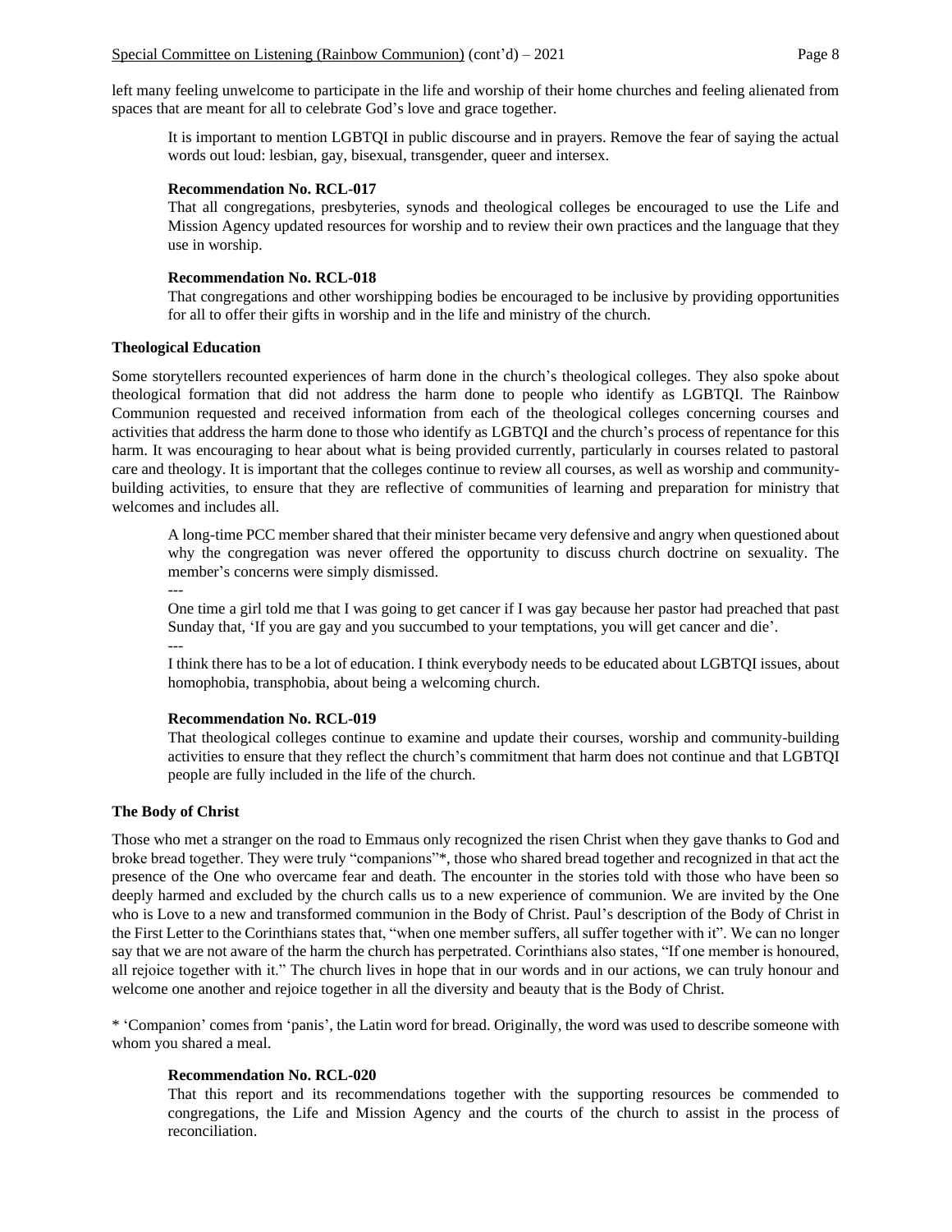left many feeling unwelcome to participate in the life and worship of their home churches and feeling alienated from spaces that are meant for all to celebrate God's love and grace together.

> It is important to mention LGBTQI in public discourse and in prayers. Remove the fear of saying the actual words out loud: lesbian, gay, bisexual, transgender, queer and intersex.

> **Recommendation No. RCL-017**
> That all congregations, presbyteries, synods and theological colleges be encouraged to use the Life and Mission Agency updated resources for worship and to review their own practices and the language that they use in worship.

> **Recommendation No. RCL-018**
> That congregations and other worshipping bodies be encouraged to be inclusive by providing opportunities for all to offer their gifts in worship and in the life and ministry of the church.

**Theological Education**

Some storytellers recounted experiences of harm done in the church's theological colleges. They also spoke about theological formation that did not address the harm done to people who identify as LGBTQI. The Rainbow Communion requested and received information from each of the theological colleges concerning courses and activities that address the harm done to those who identify as LGBTQI and the church's process of repentance for this harm. It was encouraging to hear about what is being provided currently, particularly in courses related to pastoral care and theology. It is important that the colleges continue to review all courses, as well as worship and community-building activities, to ensure that they are reflective of communities of learning and preparation for ministry that welcomes and includes all.

> A long-time PCC member shared that their minister became very defensive and angry when questioned about why the congregation was never offered the opportunity to discuss church doctrine on sexuality. The member's concerns were simply dismissed.
> ---
> One time a girl told me that I was going to get cancer if I was gay because her pastor had preached that past Sunday that, 'If you are gay and you succumbed to your temptations, you will get cancer and die'.
> ---
> I think there has to be a lot of education. I think everybody needs to be educated about LGBTQI issues, about homophobia, transphobia, about being a welcoming church.

> **Recommendation No. RCL-019**
> That theological colleges continue to examine and update their courses, worship and community-building activities to ensure that they reflect the church's commitment that harm does not continue and that LGBTQI people are fully included in the life of the church.

**The Body of Christ**

Those who met a stranger on the road to Emmaus only recognized the risen Christ when they gave thanks to God and broke bread together. They were truly "companions"*, those who shared bread together and recognized in that act the presence of the One who overcame fear and death. The encounter in the stories told with those who have been so deeply harmed and excluded by the church calls us to a new experience of communion. We are invited by the One who is Love to a new and transformed communion in the Body of Christ. Paul's description of the Body of Christ in the First Letter to the Corinthians states that, "when one member suffers, all suffer together with it". We can no longer say that we are not aware of the harm the church has perpetrated. Corinthians also states, "If one member is honoured, all rejoice together with it." The church lives in hope that in our words and in our actions, we can truly honour and welcome one another and rejoice together in all the diversity and beauty that is the Body of Christ.

\* 'Companion' comes from 'panis', the Latin word for bread. Originally, the word was used to describe someone with whom you shared a meal.

> **Recommendation No. RCL-020**
> That this report and its recommendations together with the supporting resources be commended to congregations, the Life and Mission Agency and the courts of the church to assist in the process of reconciliation.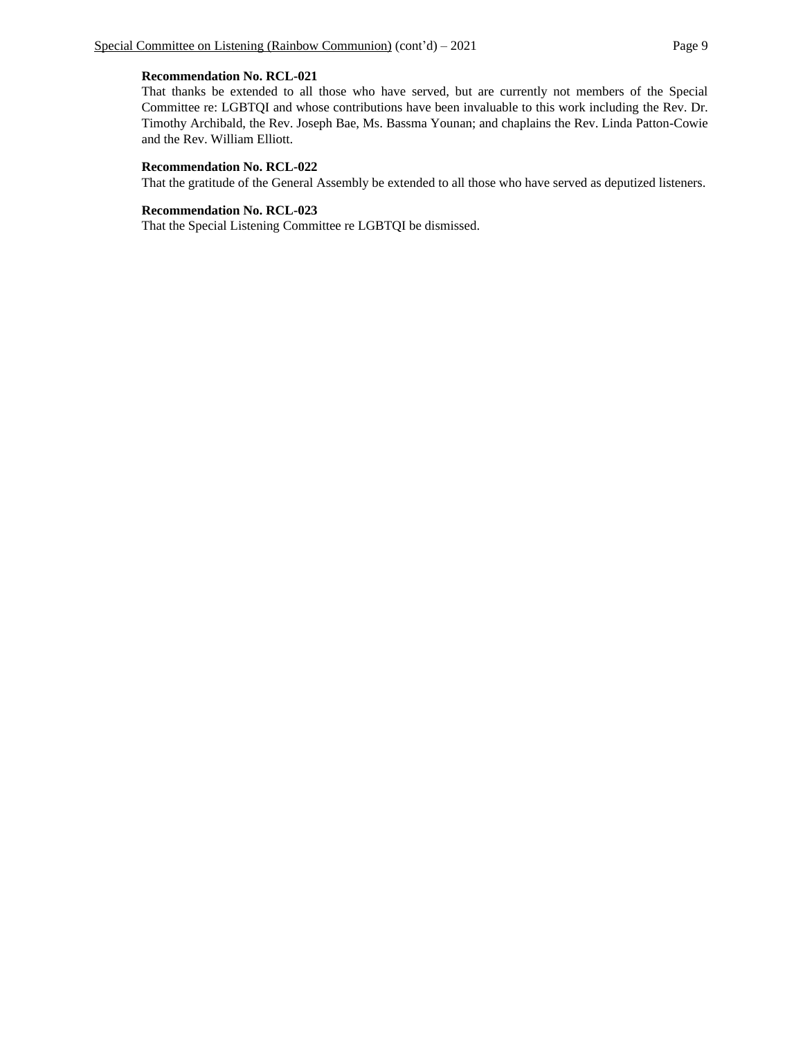**Recommendation No. RCL-021**

That thanks be extended to all those who have served, but are currently not members of the Special Committee re: LGBTQI and whose contributions have been invaluable to this work including the Rev. Dr. Timothy Archibald, the Rev. Joseph Bae, Ms. Bassma Younan; and chaplains the Rev. Linda Patton-Cowie and the Rev. William Elliott.

**Recommendation No. RCL-022**

That the gratitude of the General Assembly be extended to all those who have served as deputized listeners.

**Recommendation No. RCL-023**

That the Special Listening Committee re LGBTQI be dismissed.